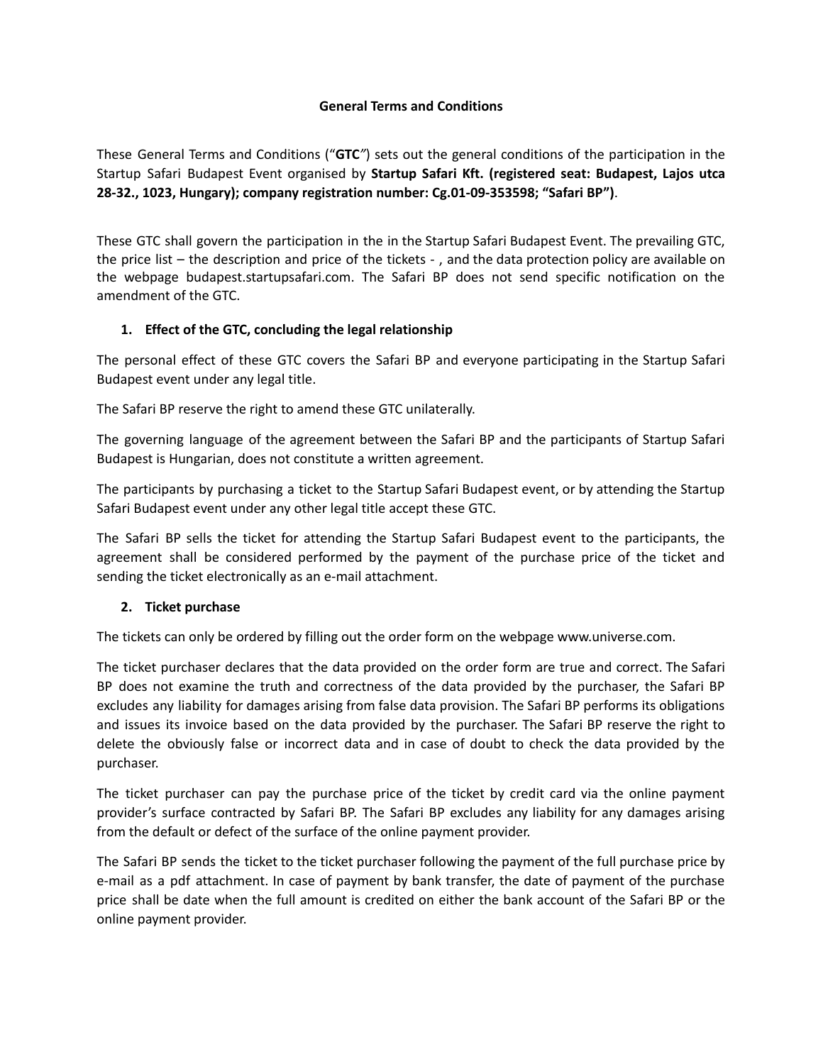# General Terms and Conditions

These General Terms and Conditions ("**GTC**") sets out the general conditions of the participation in the Startup Safari Budapest Event organised by **Startup Safari Kft. (registered seat: Budapest, Lajos utca 28-32., 1023, Hungary); company registration number: Cg.01-09-353598; "Safari BP")**.

These GTC shall govern the participation in the in the Startup Safari Budapest Event. The prevailing GTC, the price list – the description and price of the tickets - , and the data protection policy are available on the webpage budapest.startupsafari.com. The Safari BP does not send specific notification on the amendment of the GTC.

## 1. Effect of the GTC, concluding the legal relationship

The personal effect of these GTC covers the Safari BP and everyone participating in the Startup Safari Budapest event under any legal title.

The Safari BP reserve the right to amend these GTC unilaterally.

The governing language of the agreement between the Safari BP and the participants of Startup Safari Budapest is Hungarian, does not constitute a written agreement.

The participants by purchasing a ticket to the Startup Safari Budapest event, or by attending the Startup Safari Budapest event under any other legal title accept these GTC.

The Safari BP sells the ticket for attending the Startup Safari Budapest event to the participants, the agreement shall be considered performed by the payment of the purchase price of the ticket and sending the ticket electronically as an e-mail attachment.

## 2. Ticket purchase

The tickets can only be ordered by filling out the order form on the webpage www.universe.com.

The ticket purchaser declares that the data provided on the order form are true and correct. The Safari BP does not examine the truth and correctness of the data provided by the purchaser, the Safari BP excludes any liability for damages arising from false data provision. The Safari BP performs its obligations and issues its invoice based on the data provided by the purchaser. The Safari BP reserve the right to delete the obviously false or incorrect data and in case of doubt to check the data provided by the purchaser.

The ticket purchaser can pay the purchase price of the ticket by credit card via the online payment provider's surface contracted by Safari BP. The Safari BP excludes any liability for any damages arising from the default or defect of the surface of the online payment provider.

The Safari BP sends the ticket to the ticket purchaser following the payment of the full purchase price by e-mail as a pdf attachment. In case of payment by bank transfer, the date of payment of the purchase price shall be date when the full amount is credited on either the bank account of the Safari BP or the online payment provider.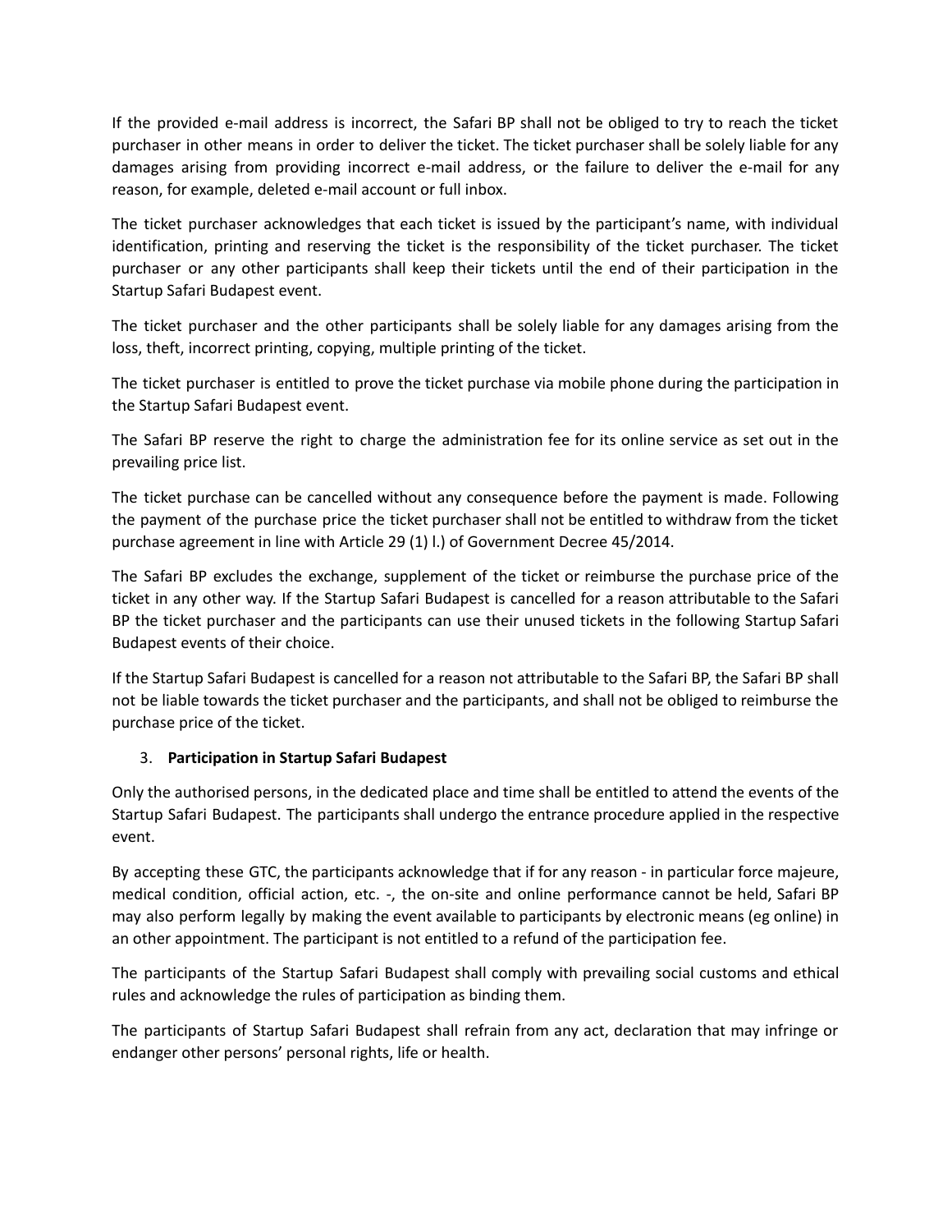If the provided e-mail address is incorrect, the Safari BP shall not be obliged to try to reach the ticket purchaser in other means in order to deliver the ticket. The ticket purchaser shall be solely liable for any damages arising from providing incorrect e-mail address, or the failure to deliver the e-mail for any reason, for example, deleted e-mail account or full inbox.

The ticket purchaser acknowledges that each ticket is issued by the participant's name, with individual identification, printing and reserving the ticket is the responsibility of the ticket purchaser. The ticket purchaser or any other participants shall keep their tickets until the end of their participation in the Startup Safari Budapest event.

The ticket purchaser and the other participants shall be solely liable for any damages arising from the loss, theft, incorrect printing, copying, multiple printing of the ticket.

The ticket purchaser is entitled to prove the ticket purchase via mobile phone during the participation in the Startup Safari Budapest event.

The Safari BP reserve the right to charge the administration fee for its online service as set out in the prevailing price list.

The ticket purchase can be cancelled without any consequence before the payment is made. Following the payment of the purchase price the ticket purchaser shall not be entitled to withdraw from the ticket purchase agreement in line with Article 29 (1) l.) of Government Decree 45/2014.

The Safari BP excludes the exchange, supplement of the ticket or reimburse the purchase price of the ticket in any other way. If the Startup Safari Budapest is cancelled for a reason attributable to the Safari BP the ticket purchaser and the participants can use their unused tickets in the following Startup Safari Budapest events of their choice.

If the Startup Safari Budapest is cancelled for a reason not attributable to the Safari BP, the Safari BP shall not be liable towards the ticket purchaser and the participants, and shall not be obliged to reimburse the purchase price of the ticket.

3. **Participation in Startup Safari Budapest**

Only the authorised persons, in the dedicated place and time shall be entitled to attend the events of the Startup Safari Budapest. The participants shall undergo the entrance procedure applied in the respective event.

By accepting these GTC, the participants acknowledge that if for any reason - in particular force majeure, medical condition, official action, etc. -, the on-site and online performance cannot be held, Safari BP may also perform legally by making the event available to participants by electronic means (eg online) in an other appointment. The participant is not entitled to a refund of the participation fee.

The participants of the Startup Safari Budapest shall comply with prevailing social customs and ethical rules and acknowledge the rules of participation as binding them.

The participants of Startup Safari Budapest shall refrain from any act, declaration that may infringe or endanger other persons' personal rights, life or health.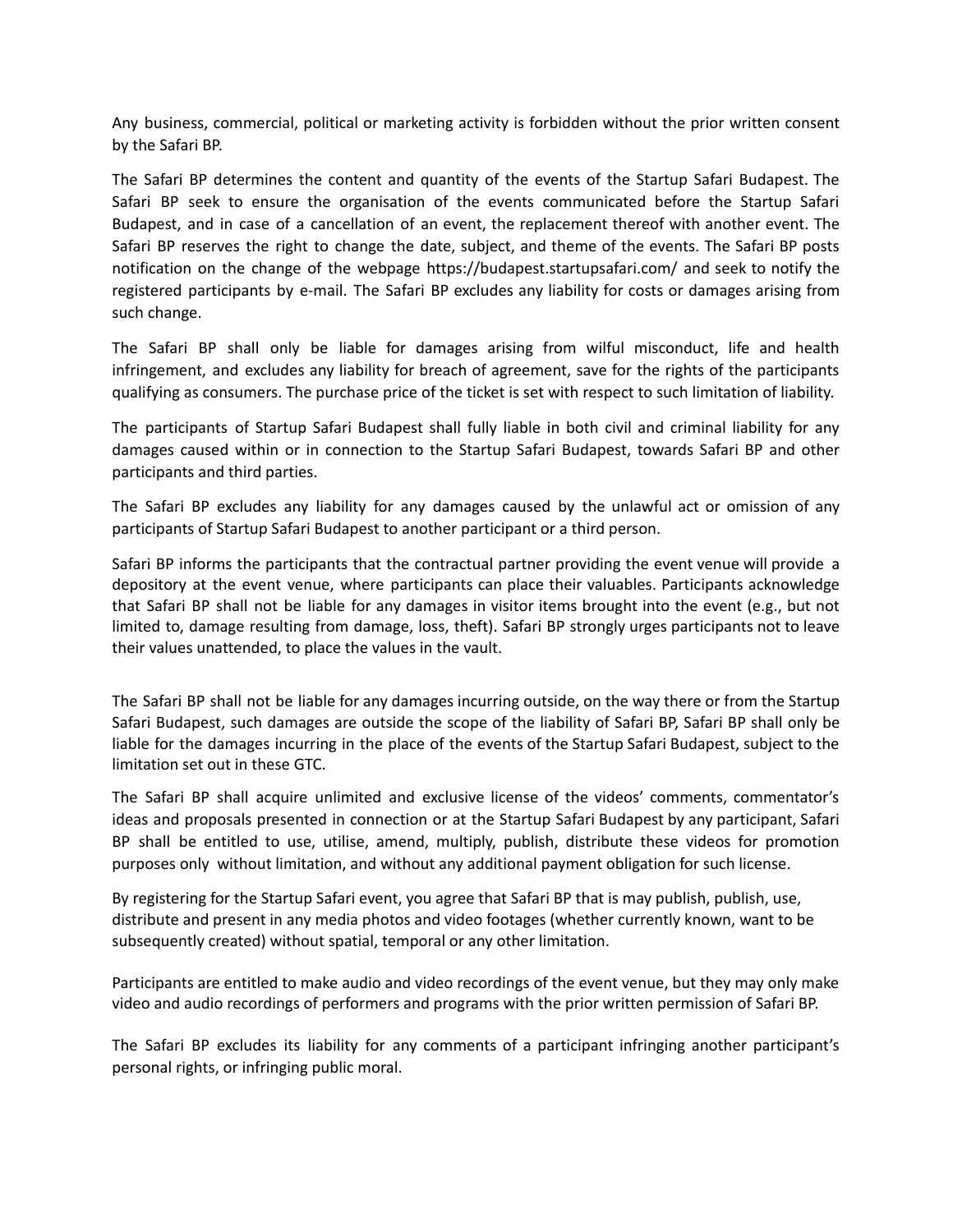Any business, commercial, political or marketing activity is forbidden without the prior written consent by the Safari BP.

The Safari BP determines the content and quantity of the events of the Startup Safari Budapest. The Safari BP seek to ensure the organisation of the events communicated before the Startup Safari Budapest, and in case of a cancellation of an event, the replacement thereof with another event. The Safari BP reserves the right to change the date, subject, and theme of the events. The Safari BP posts notification on the change of the webpage https://budapest.startupsafari.com/ and seek to notify the registered participants by e-mail. The Safari BP excludes any liability for costs or damages arising from such change.

The Safari BP shall only be liable for damages arising from wilful misconduct, life and health infringement, and excludes any liability for breach of agreement, save for the rights of the participants qualifying as consumers. The purchase price of the ticket is set with respect to such limitation of liability.

The participants of Startup Safari Budapest shall fully liable in both civil and criminal liability for any damages caused within or in connection to the Startup Safari Budapest, towards Safari BP and other participants and third parties.

The Safari BP excludes any liability for any damages caused by the unlawful act or omission of any participants of Startup Safari Budapest to another participant or a third person.

Safari BP informs the participants that the contractual partner providing the event venue will provide a depository at the event venue, where participants can place their valuables. Participants acknowledge that Safari BP shall not be liable for any damages in visitor items brought into the event (e.g., but not limited to, damage resulting from damage, loss, theft). Safari BP strongly urges participants not to leave their values unattended, to place the values in the vault.

The Safari BP shall not be liable for any damages incurring outside, on the way there or from the Startup Safari Budapest, such damages are outside the scope of the liability of Safari BP, Safari BP shall only be liable for the damages incurring in the place of the events of the Startup Safari Budapest, subject to the limitation set out in these GTC.

The Safari BP shall acquire unlimited and exclusive license of the videos' comments, commentator's ideas and proposals presented in connection or at the Startup Safari Budapest by any participant, Safari BP shall be entitled to use, utilise, amend, multiply, publish, distribute these videos for promotion purposes only without limitation, and without any additional payment obligation for such license.

By registering for the Startup Safari event, you agree that Safari BP that is may publish, publish, use, distribute and present in any media photos and video footages (whether currently known, want to be subsequently created) without spatial, temporal or any other limitation.

Participants are entitled to make audio and video recordings of the event venue, but they may only make video and audio recordings of performers and programs with the prior written permission of Safari BP.

The Safari BP excludes its liability for any comments of a participant infringing another participant's personal rights, or infringing public moral.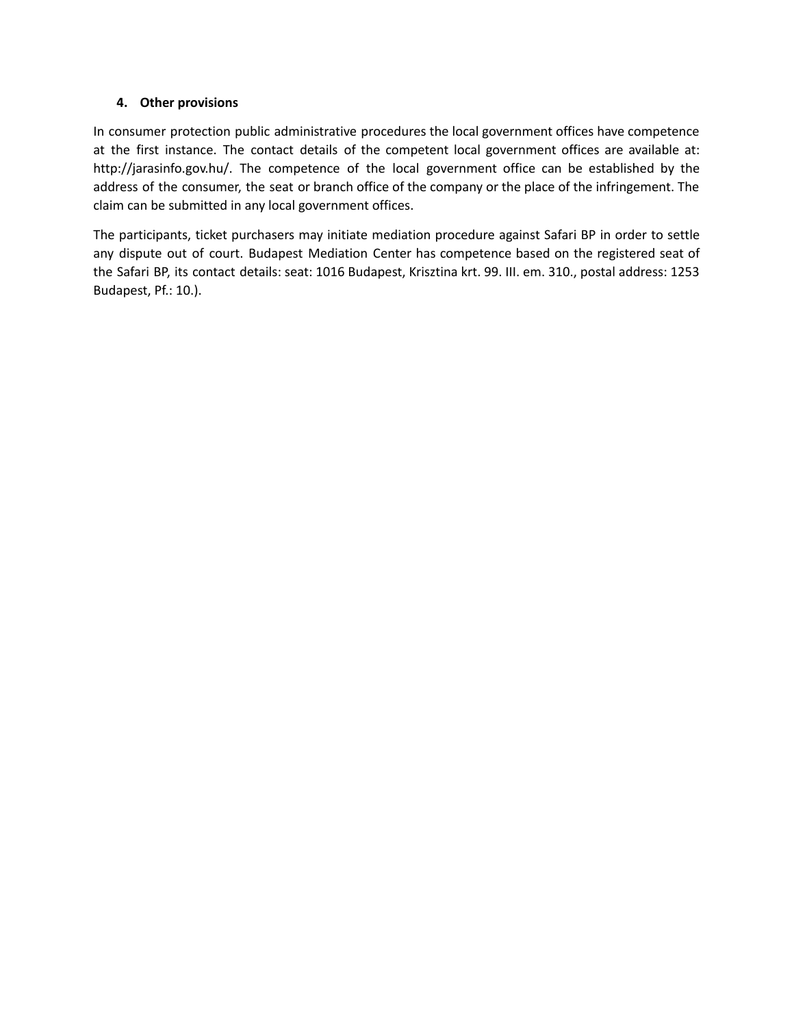## 4. Other provisions

In consumer protection public administrative procedures the local government offices have competence at the first instance. The contact details of the competent local government offices are available at: http://jarasinfo.gov.hu/. The competence of the local government office can be established by the address of the consumer, the seat or branch office of the company or the place of the infringement. The claim can be submitted in any local government offices.

The participants, ticket purchasers may initiate mediation procedure against Safari BP in order to settle any dispute out of court. Budapest Mediation Center has competence based on the registered seat of the Safari BP, its contact details: seat: 1016 Budapest, Krisztina krt. 99. III. em. 310., postal address: 1253 Budapest, Pf.: 10.).